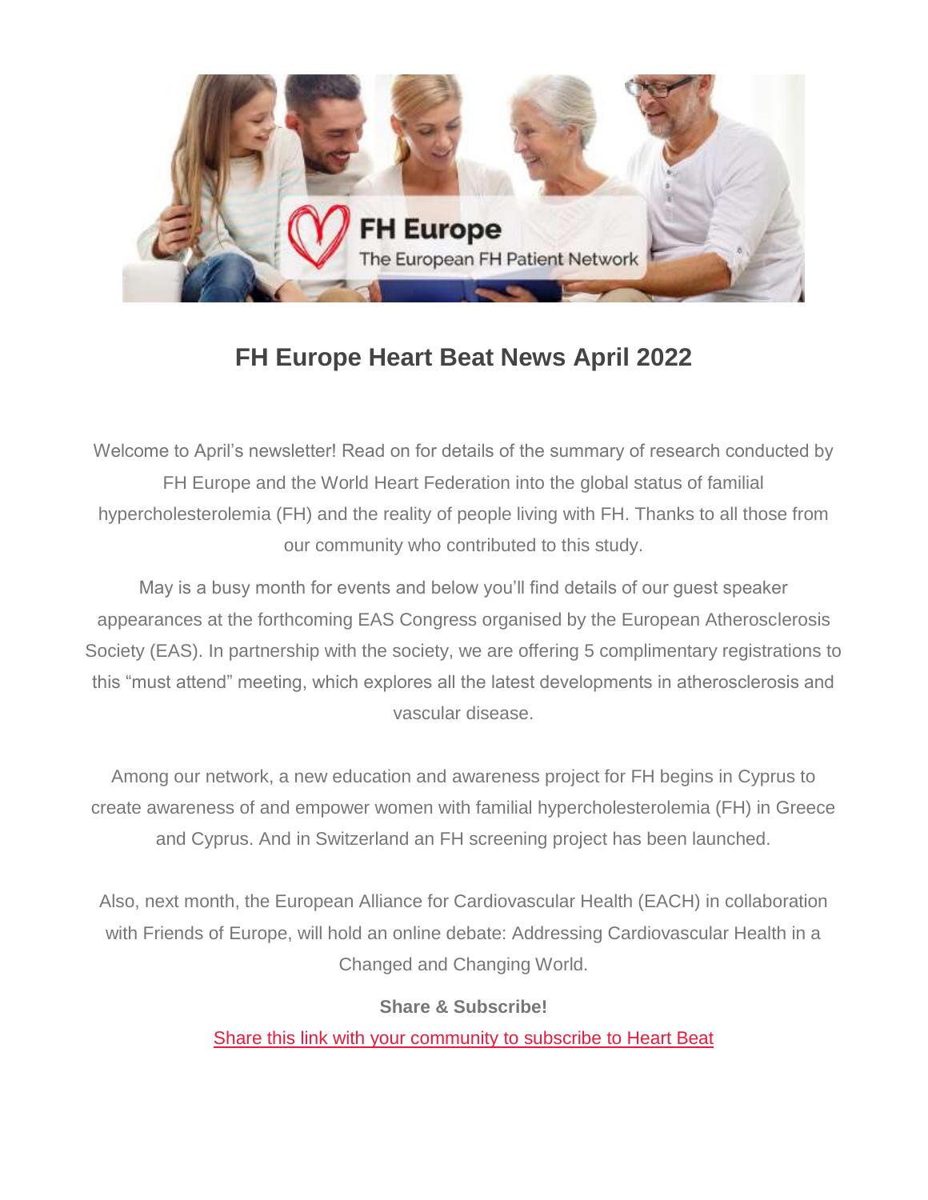# FH Europe Heart Beat News April 2022

Welcome to April's newsletter! Read on for details of the summary of research conducted by FH Europe and the World Heart Federation into the global status of familial hypercholesterolemia (FH) and the reality of people living with FH. Thanks to all those from our community who contributed to this study.

May is a busy month for events and below you'll find details of our guest speaker appearances at the forthcoming EAS Congress organised by the European Atherosclerosis Society (EAS). In partnership with the society, we are offering 5 complimentary registrations to this "must attend" meeting, which explores all the latest developments in atherosclerosis and vascular disease.

Among our network, a new education and awareness project for FH begins in Cyprus to create awareness of and empower women with familial hypercholesterolemia (FH) in Greece and Cyprus. And in Switzerland an FH screening project has been launched.

Also, next month, the European Alliance for Cardiovascular Health (EACH) in collaboration with Friends of Europe, will hold an online debate: Addressing Cardiovascular Health in a Changed and Changing World.

**Share & Subscribe!**

Share this link with your community to subscribe to Heart Beat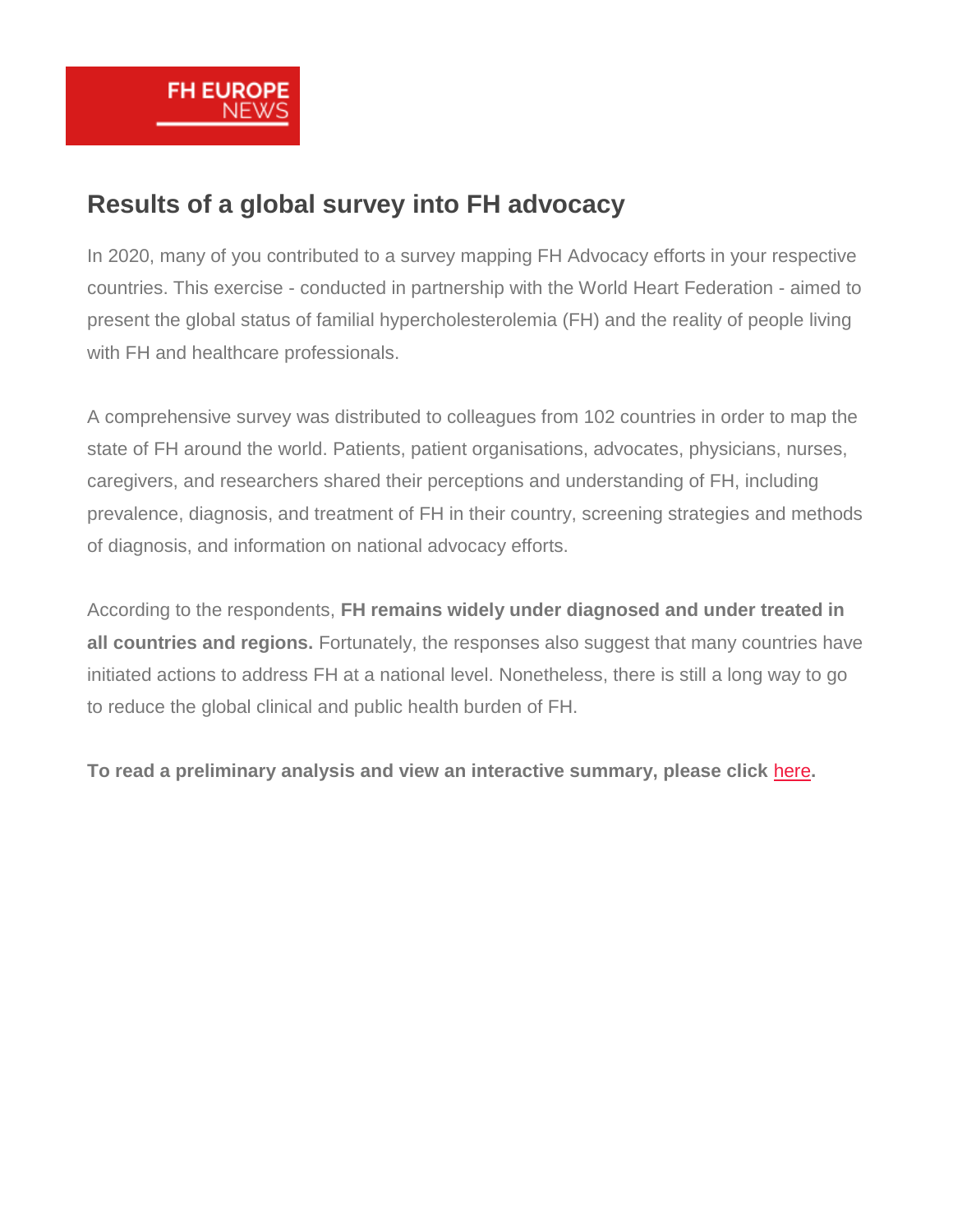FH EUROPE NEWS

## Results of a global survey into FH advocacy

In 2020, many of you contributed to a survey mapping FH Advocacy efforts in your respective countries. This exercise - conducted in partnership with the World Heart Federation - aimed to present the global status of familial hypercholesterolemia (FH) and the reality of people living with FH and healthcare professionals.

A comprehensive survey was distributed to colleagues from 102 countries in order to map the state of FH around the world. Patients, patient organisations, advocates, physicians, nurses, caregivers, and researchers shared their perceptions and understanding of FH, including prevalence, diagnosis, and treatment of FH in their country, screening strategies and methods of diagnosis, and information on national advocacy efforts.

According to the respondents, **FH remains widely under diagnosed and under treated in all countries and regions.** Fortunately, the responses also suggest that many countries have initiated actions to address FH at a national level. Nonetheless, there is still a long way to go to reduce the global clinical and public health burden of FH.

**To read a preliminary analysis and view an interactive summary, please click here.**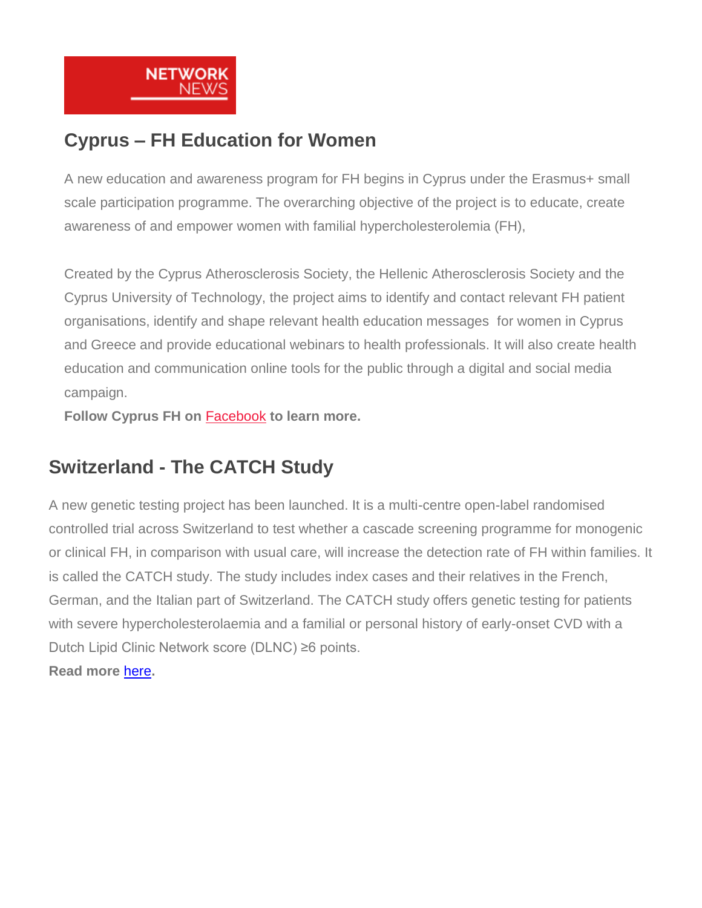NETWORK NEWS

## Cyprus – FH Education for Women

A new education and awareness program for FH begins in Cyprus under the Erasmus+ small scale participation programme. The overarching objective of the project is to educate, create awareness of and empower women with familial hypercholesterolemia (FH),

Created by the Cyprus Atherosclerosis Society, the Hellenic Atherosclerosis Society and the Cyprus University of Technology, the project aims to identify and contact relevant FH patient organisations, identify and shape relevant health education messages for women in Cyprus and Greece and provide educational webinars to health professionals. It will also create health education and communication online tools for the public through a digital and social media campaign.

**Follow Cyprus FH on Facebook to learn more.**

## Switzerland - The CATCH Study

A new genetic testing project has been launched. It is a multi-centre open-label randomised controlled trial across Switzerland to test whether a cascade screening programme for monogenic or clinical FH, in comparison with usual care, will increase the detection rate of FH within families. It is called the CATCH study. The study includes index cases and their relatives in the French, German, and the Italian part of Switzerland. The CATCH study offers genetic testing for patients with severe hypercholesterolaemia and a familial or personal history of early-onset CVD with a Dutch Lipid Clinic Network score (DLNC) ≥6 points.

**Read more here.**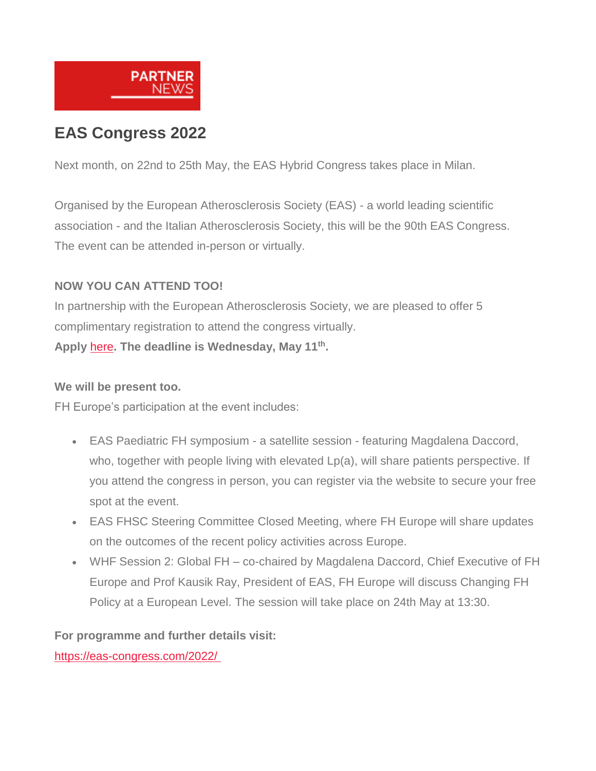PARTNER NEWS

## EAS Congress 2022

Next month, on 22nd to 25th May, the EAS Hybrid Congress takes place in Milan.

Organised by the European Atherosclerosis Society (EAS) - a world leading scientific association - and the Italian Atherosclerosis Society, this will be the 90th EAS Congress. The event can be attended in-person or virtually.

**NOW YOU CAN ATTEND TOO!**
In partnership with the European Atherosclerosis Society, we are pleased to offer 5 complimentary registration to attend the congress virtually.
**Apply here. The deadline is Wednesday, May 11th.**

**We will be present too.**
FH Europe's participation at the event includes:

- EAS Paediatric FH symposium - a satellite session - featuring Magdalena Daccord, who, together with people living with elevated Lp(a), will share patients perspective. If you attend the congress in person, you can register via the website to secure your free spot at the event.
- EAS FHSC Steering Committee Closed Meeting, where FH Europe will share updates on the outcomes of the recent policy activities across Europe.
- WHF Session 2: Global FH – co-chaired by Magdalena Daccord, Chief Executive of FH Europe and Prof Kausik Ray, President of EAS, FH Europe will discuss Changing FH Policy at a European Level. The session will take place on 24th May at 13:30.

**For programme and further details visit:**
https://eas-congress.com/2022/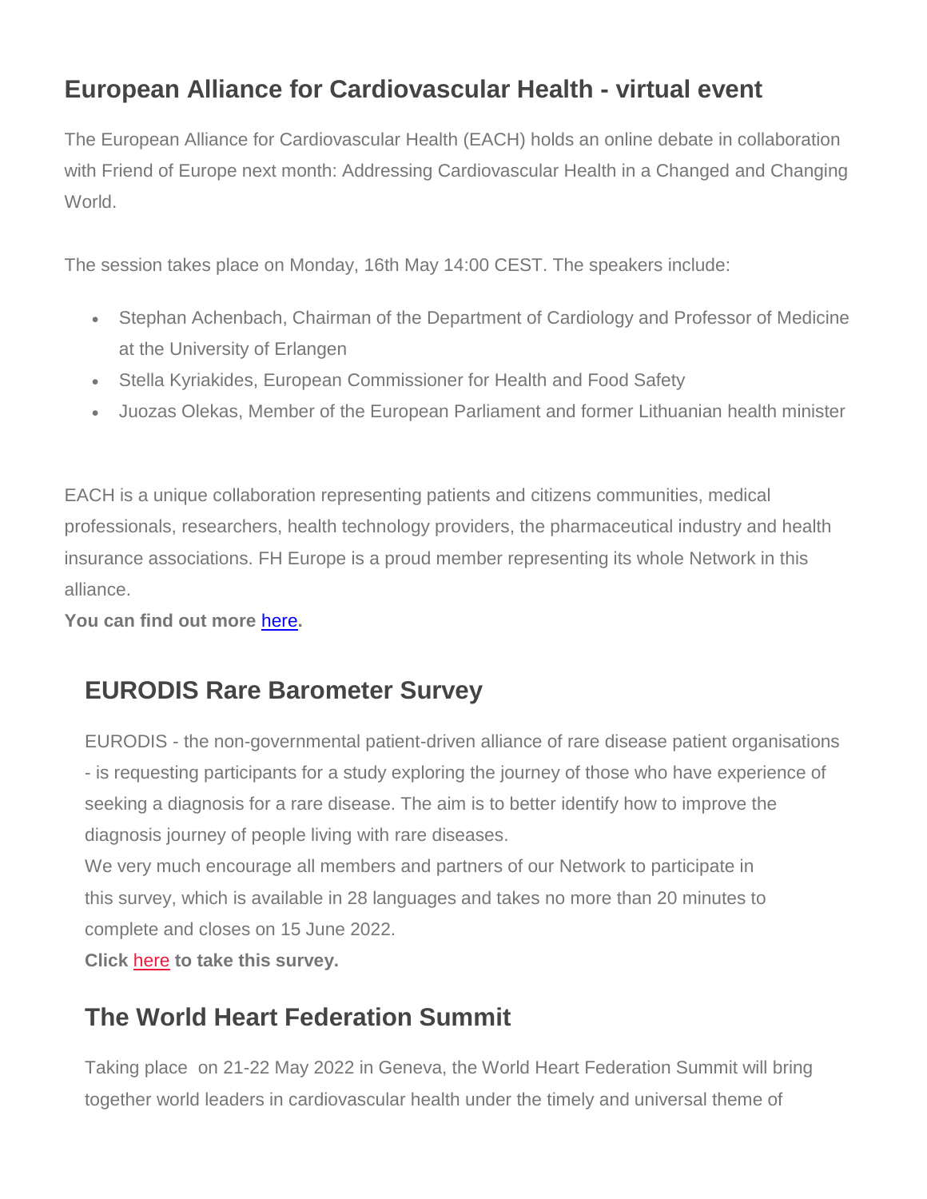## European Alliance for Cardiovascular Health - virtual event

The European Alliance for Cardiovascular Health (EACH) holds an online debate in collaboration with Friend of Europe next month: Addressing Cardiovascular Health in a Changed and Changing World.

The session takes place on Monday, 16th May 14:00 CEST. The speakers include:

- Stephan Achenbach, Chairman of the Department of Cardiology and Professor of Medicine at the University of Erlangen
- Stella Kyriakides, European Commissioner for Health and Food Safety
- Juozas Olekas, Member of the European Parliament and former Lithuanian health minister

EACH is a unique collaboration representing patients and citizens communities, medical professionals, researchers, health technology providers, the pharmaceutical industry and health insurance associations. FH Europe is a proud member representing its whole Network in this alliance.

**You can find out more here.**

## EURODIS Rare Barometer Survey

EURODIS - the non-governmental patient-driven alliance of rare disease patient organisations - is requesting participants for a study exploring the journey of those who have experience of seeking a diagnosis for a rare disease. The aim is to better identify how to improve the diagnosis journey of people living with rare diseases.

We very much encourage all members and partners of our Network to participate in this survey, which is available in 28 languages and takes no more than 20 minutes to complete and closes on 15 June 2022.

**Click here to take this survey.**

## The World Heart Federation Summit

Taking place on 21-22 May 2022 in Geneva, the World Heart Federation Summit will bring together world leaders in cardiovascular health under the timely and universal theme of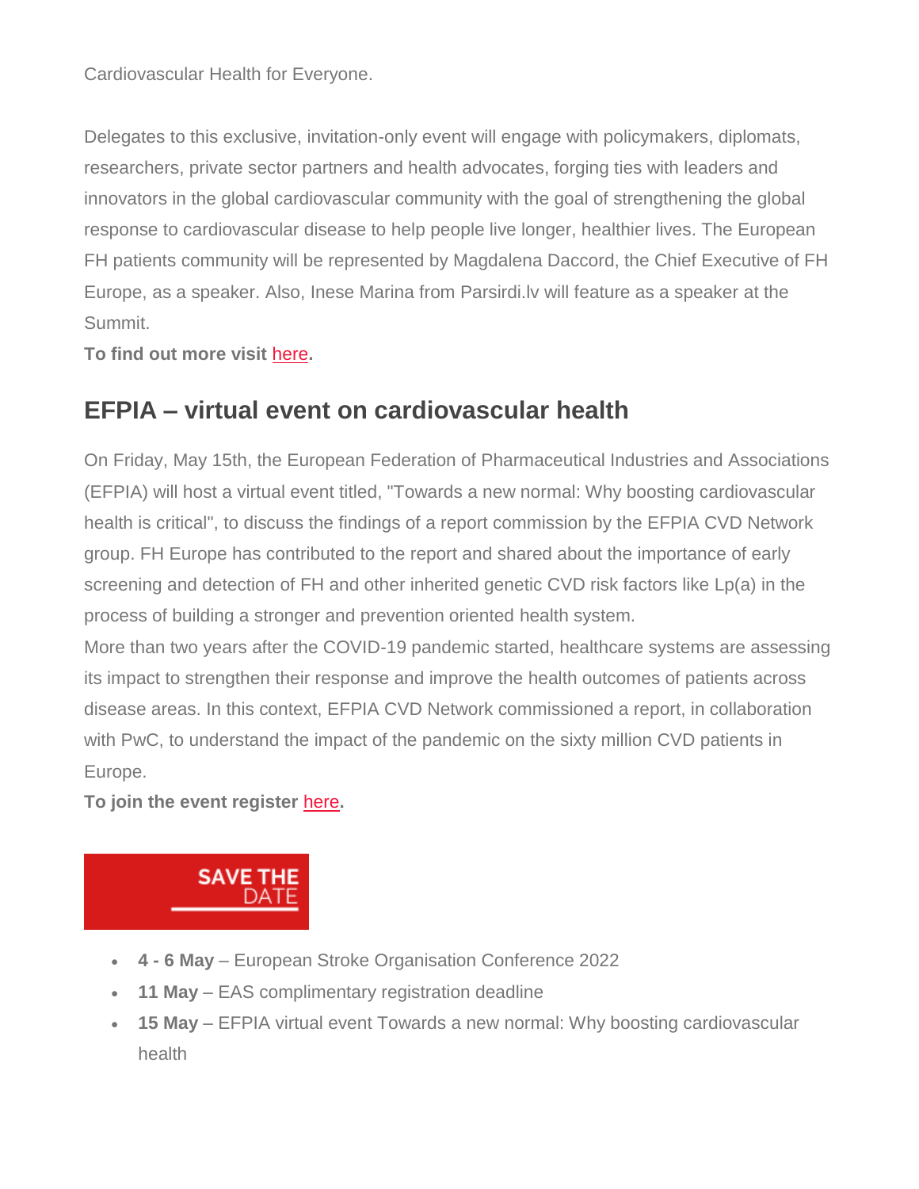Cardiovascular Health for Everyone.

Delegates to this exclusive, invitation-only event will engage with policymakers, diplomats, researchers, private sector partners and health advocates, forging ties with leaders and innovators in the global cardiovascular community with the goal of strengthening the global response to cardiovascular disease to help people live longer, healthier lives. The European FH patients community will be represented by Magdalena Daccord, the Chief Executive of FH Europe, as a speaker. Also, Inese Marina from Parsirdi.lv will feature as a speaker at the Summit.

**To find out more visit here.**

## EFPIA – virtual event on cardiovascular health

On Friday, May 15th, the European Federation of Pharmaceutical Industries and Associations (EFPIA) will host a virtual event titled, "Towards a new normal: Why boosting cardiovascular health is critical", to discuss the findings of a report commission by the EFPIA CVD Network group. FH Europe has contributed to the report and shared about the importance of early screening and detection of FH and other inherited genetic CVD risk factors like Lp(a) in the process of building a stronger and prevention oriented health system.

More than two years after the COVID-19 pandemic started, healthcare systems are assessing its impact to strengthen their response and improve the health outcomes of patients across disease areas. In this context, EFPIA CVD Network commissioned a report, in collaboration with PwC, to understand the impact of the pandemic on the sixty million CVD patients in Europe.

**To join the event register here.**

SAVE THE DATE

- **4 - 6 May** – European Stroke Organisation Conference 2022
- **11 May** – EAS complimentary registration deadline
- **15 May** – EFPIA virtual event Towards a new normal: Why boosting cardiovascular health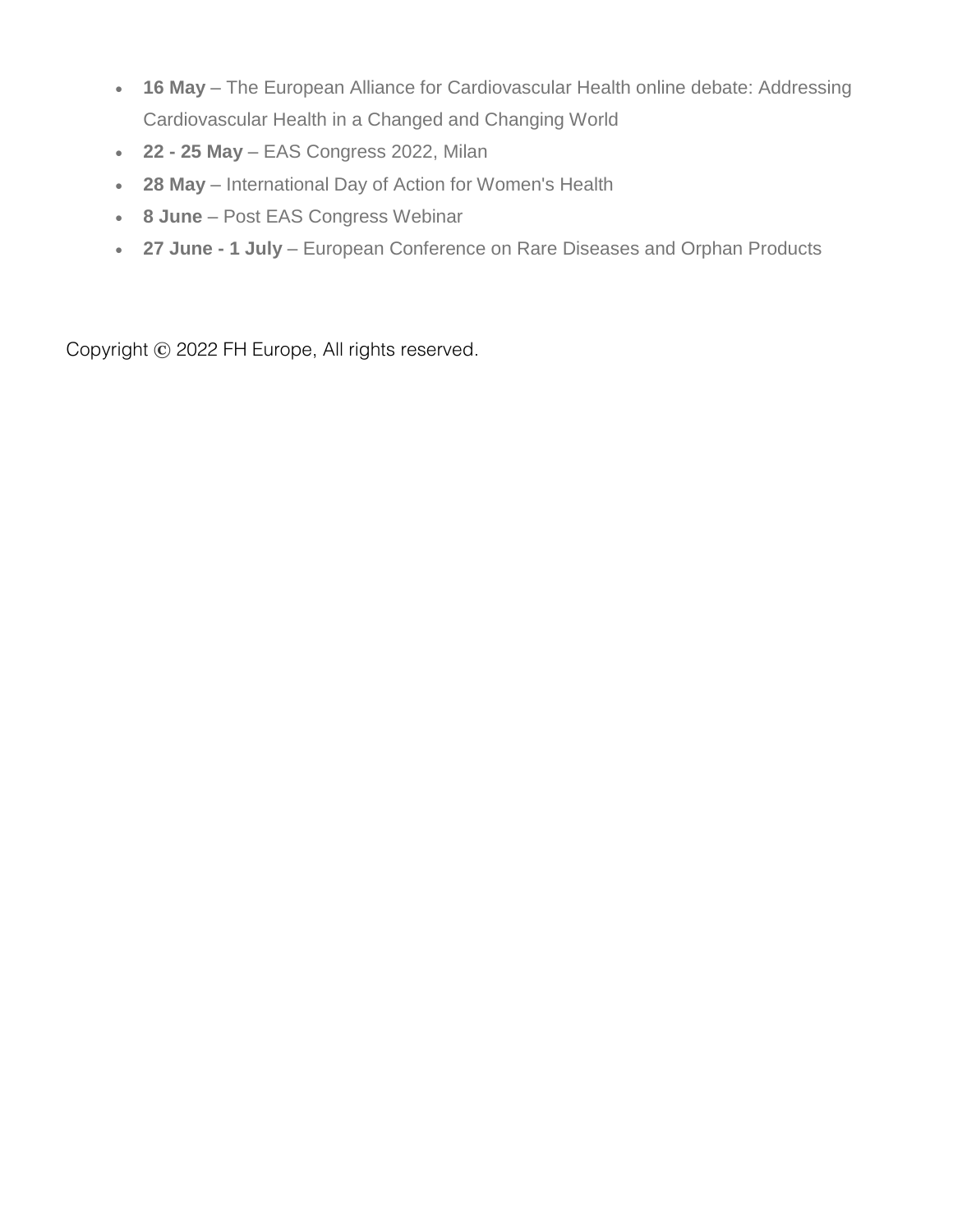- **16 May** – The European Alliance for Cardiovascular Health online debate: Addressing Cardiovascular Health in a Changed and Changing World
- **22 - 25 May** – EAS Congress 2022, Milan
- **28 May** – International Day of Action for Women's Health
- **8 June** – Post EAS Congress Webinar
- **27 June - 1 July** – European Conference on Rare Diseases and Orphan Products

Copyright © 2022 FH Europe, All rights reserved.